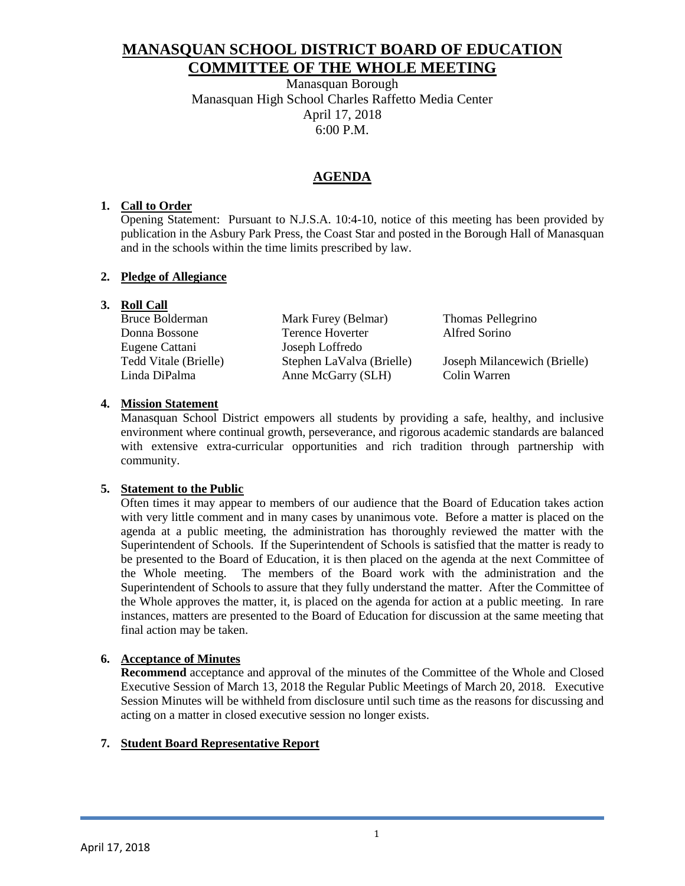# MANASQUAN SCHOOL DISTRICT BOARD OF EDUCATION
# COMMITTEE OF THE WHOLE MEETING

Manasquan Borough
Manasquan High School Charles Raffetto Media Center
April 17, 2018
6:00 P.M.

## AGENDA

1. **Call to Order**
   Opening Statement: Pursuant to N.J.S.A. 10:4-10, notice of this meeting has been provided by publication in the Asbury Park Press, the Coast Star and posted in the Borough Hall of Manasquan and in the schools within the time limits prescribed by law.

2. **Pledge of Allegiance**

3. **Roll Call**

| | | |
|---|---|---|
| Bruce Bolderman | Mark Furey (Belmar) | Thomas Pellegrino |
| Donna Bossone | Terence Hoverter | Alfred Sorino |
| Eugene Cattani | Joseph Loffredo | |
| Tedd Vitale (Brielle) | Stephen LaValva (Brielle) | Joseph Milancewich (Brielle) |
| Linda DiPalma | Anne McGarry (SLH) | Colin Warren |

4. **Mission Statement**
   Manasquan School District empowers all students by providing a safe, healthy, and inclusive environment where continual growth, perseverance, and rigorous academic standards are balanced with extensive extra-curricular opportunities and rich tradition through partnership with community.

5. **Statement to the Public**
   Often times it may appear to members of our audience that the Board of Education takes action with very little comment and in many cases by unanimous vote. Before a matter is placed on the agenda at a public meeting, the administration has thoroughly reviewed the matter with the Superintendent of Schools. If the Superintendent of Schools is satisfied that the matter is ready to be presented to the Board of Education, it is then placed on the agenda at the next Committee of the Whole meeting. The members of the Board work with the administration and the Superintendent of Schools to assure that they fully understand the matter. After the Committee of the Whole approves the matter, it, is placed on the agenda for action at a public meeting. In rare instances, matters are presented to the Board of Education for discussion at the same meeting that final action may be taken.

6. **Acceptance of Minutes**
   **Recommend** acceptance and approval of the minutes of the Committee of the Whole and Closed Executive Session of March 13, 2018 the Regular Public Meetings of March 20, 2018. Executive Session Minutes will be withheld from disclosure until such time as the reasons for discussing and acting on a matter in closed executive session no longer exists.

7. **Student Board Representative Report**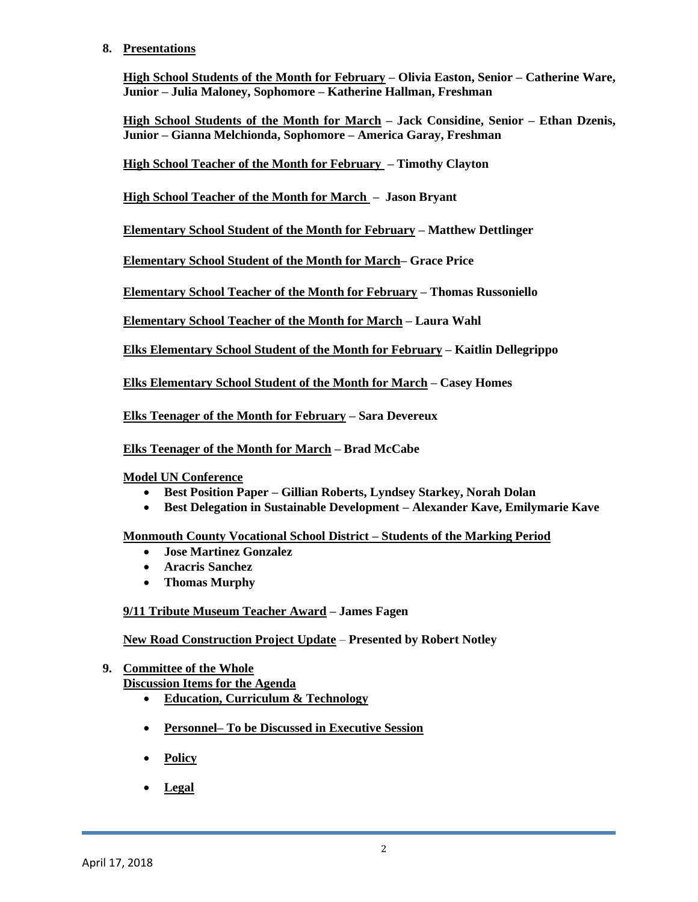8. **Presentations**

**High School Students of the Month for February – Olivia Easton, Senior – Catherine Ware, Junior – Julia Maloney, Sophomore – Katherine Hallman, Freshman**

**High School Students of the Month for March – Jack Considine, Senior – Ethan Dzenis, Junior – Gianna Melchionda, Sophomore – America Garay, Freshman**

**High School Teacher of the Month for February – Timothy Clayton**

**High School Teacher of the Month for March – Jason Bryant**

**Elementary School Student of the Month for February – Matthew Dettlinger**

**Elementary School Student of the Month for March – Grace Price**

**Elementary School Teacher of the Month for February – Thomas Russoniello**

**Elementary School Teacher of the Month for March – Laura Wahl**

**Elks Elementary School Student of the Month for February – Kaitlin Dellegrippo**

**Elks Elementary School Student of the Month for March – Casey Homes**

**Elks Teenager of the Month for February – Sara Devereux**

**Elks Teenager of the Month for March – Brad McCabe**

**Model UN Conference**

- **Best Position Paper – Gillian Roberts, Lyndsey Starkey, Norah Dolan**
- **Best Delegation in Sustainable Development – Alexander Kave, Emilymarie Kave**

**Monmouth County Vocational School District – Students of the Marking Period**

- **Jose Martinez Gonzalez**
- **Aracris Sanchez**
- **Thomas Murphy**

**9/11 Tribute Museum Teacher Award – James Fagen**

**New Road Construction Project Update – Presented by Robert Notley**

9. **Committee of the Whole**
   **Discussion Items for the Agenda**
   - **Education, Curriculum & Technology**
   - **Personnel– To be Discussed in Executive Session**
   - **Policy**
   - **Legal**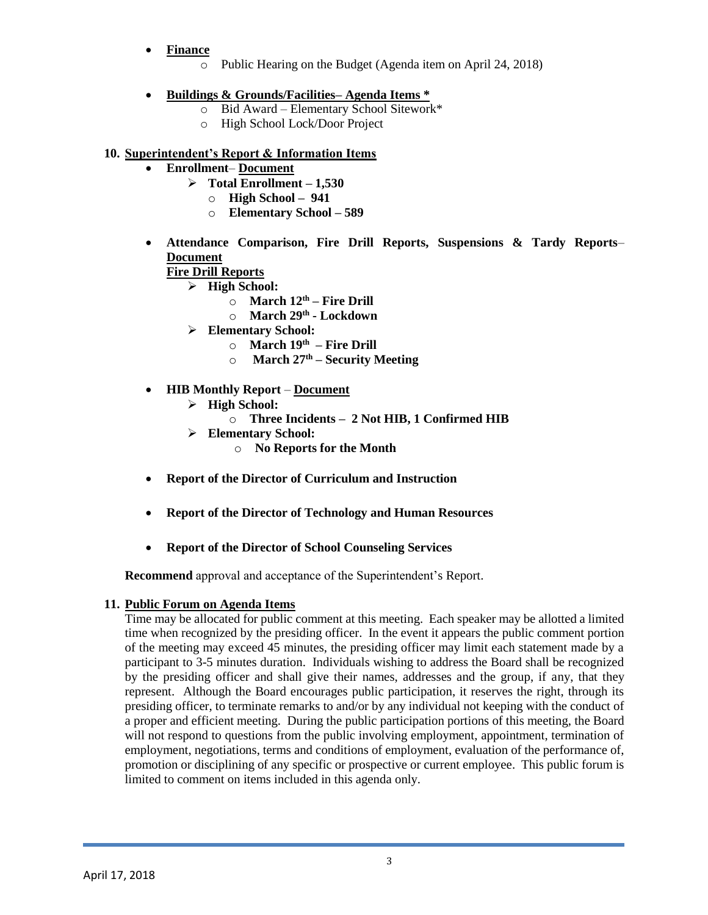- **Finance**
    - Public Hearing on the Budget (Agenda item on April 24, 2018)

- **Buildings & Grounds/Facilities– Agenda Items ***
    - Bid Award – Elementary School Sitework*
    - High School Lock/Door Project

**10. Superintendent's Report & Information Items**

- **Enrollment– Document**
    - **Total Enrollment – 1,530**
        - **High School – 941**
        - **Elementary School – 589**

- **Attendance Comparison, Fire Drill Reports, Suspensions & Tardy Reports– Document**

  **Fire Drill Reports**
    - **High School:**
        - **March 12th – Fire Drill**
        - **March 29th - Lockdown**
    - **Elementary School:**
        - **March 19th – Fire Drill**
        - **March 27th – Security Meeting**

- **HIB Monthly Report – Document**
    - **High School:**
        - **Three Incidents – 2 Not HIB, 1 Confirmed HIB**
    - **Elementary School:**
        - **No Reports for the Month**

- **Report of the Director of Curriculum and Instruction**

- **Report of the Director of Technology and Human Resources**

- **Report of the Director of School Counseling Services**

**Recommend** approval and acceptance of the Superintendent's Report.

**11. Public Forum on Agenda Items**

Time may be allocated for public comment at this meeting. Each speaker may be allotted a limited time when recognized by the presiding officer. In the event it appears the public comment portion of the meeting may exceed 45 minutes, the presiding officer may limit each statement made by a participant to 3-5 minutes duration. Individuals wishing to address the Board shall be recognized by the presiding officer and shall give their names, addresses and the group, if any, that they represent. Although the Board encourages public participation, it reserves the right, through its presiding officer, to terminate remarks to and/or by any individual not keeping with the conduct of a proper and efficient meeting. During the public participation portions of this meeting, the Board will not respond to questions from the public involving employment, appointment, termination of employment, negotiations, terms and conditions of employment, evaluation of the performance of, promotion or disciplining of any specific or prospective or current employee. This public forum is limited to comment on items included in this agenda only.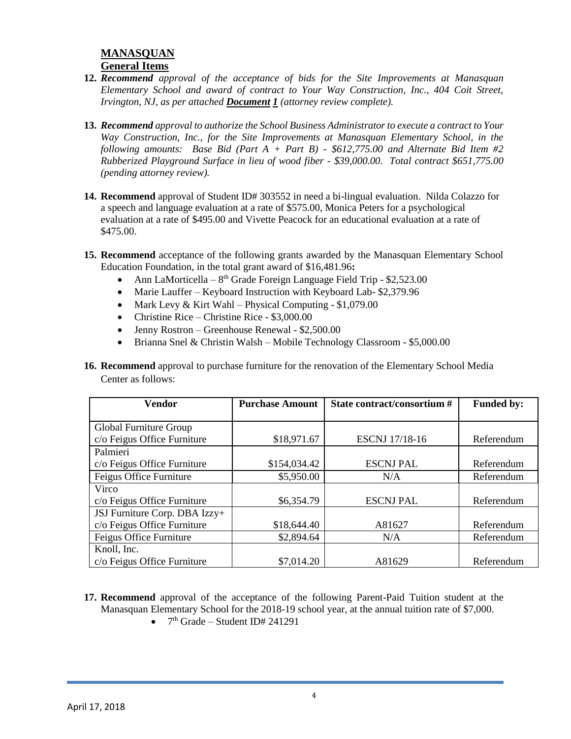## MANASQUAN

### General Items

12. ***Recommend*** *approval of the acceptance of bids for the Site Improvements at Manasquan Elementary School and award of contract to Your Way Construction, Inc., 404 Coit Street, Irvington, NJ, as per attached* ***Document 1*** *(attorney review complete).*

13. ***Recommend*** *approval to authorize the School Business Administrator to execute a contract to Your Way Construction, Inc., for the Site Improvements at Manasquan Elementary School, in the following amounts: Base Bid (Part A + Part B) - $612,775.00 and Alternate Bid Item #2 Rubberized Playground Surface in lieu of wood fiber - $39,000.00. Total contract $651,775.00 (pending attorney review).*

14. **Recommend** approval of Student ID# 303552 in need a bi-lingual evaluation. Nilda Colazzo for a speech and language evaluation at a rate of $575.00, Monica Peters for a psychological evaluation at a rate of $495.00 and Vivette Peacock for an educational evaluation at a rate of $475.00.

15. **Recommend** acceptance of the following grants awarded by the Manasquan Elementary School Education Foundation, in the total grant award of $16,481.96**:**
    - Ann LaMorticella – 8th Grade Foreign Language Field Trip - $2,523.00
    - Marie Lauffer – Keyboard Instruction with Keyboard Lab- $2,379.96
    - Mark Levy & Kirt Wahl – Physical Computing - $1,079.00
    - Christine Rice – Christine Rice - $3,000.00
    - Jenny Rostron – Greenhouse Renewal - $2,500.00
    - Brianna Snel & Christin Walsh – Mobile Technology Classroom - $5,000.00

16. **Recommend** approval to purchase furniture for the renovation of the Elementary School Media Center as follows:

| Vendor | Purchase Amount | State contract/consortium # | Funded by: |
|---|---|---|---|
| Global Furniture Group c/o Feigus Office Furniture | $18,971.67 | ESCNJ 17/18-16 | Referendum |
| Palmieri c/o Feigus Office Furniture | $154,034.42 | ESCNJ PAL | Referendum |
| Feigus Office Furniture | $5,950.00 | N/A | Referendum |
| Virco c/o Feigus Office Furniture | $6,354.79 | ESCNJ PAL | Referendum |
| JSJ Furniture Corp. DBA Izzy+ c/o Feigus Office Furniture | $18,644.40 | A81627 | Referendum |
| Feigus Office Furniture | $2,894.64 | N/A | Referendum |
| Knoll, Inc. c/o Feigus Office Furniture | $7,014.20 | A81629 | Referendum |

17. **Recommend** approval of the acceptance of the following Parent-Paid Tuition student at the Manasquan Elementary School for the 2018-19 school year, at the annual tuition rate of $7,000.
    - 7th Grade – Student ID# 241291

April 17, 2018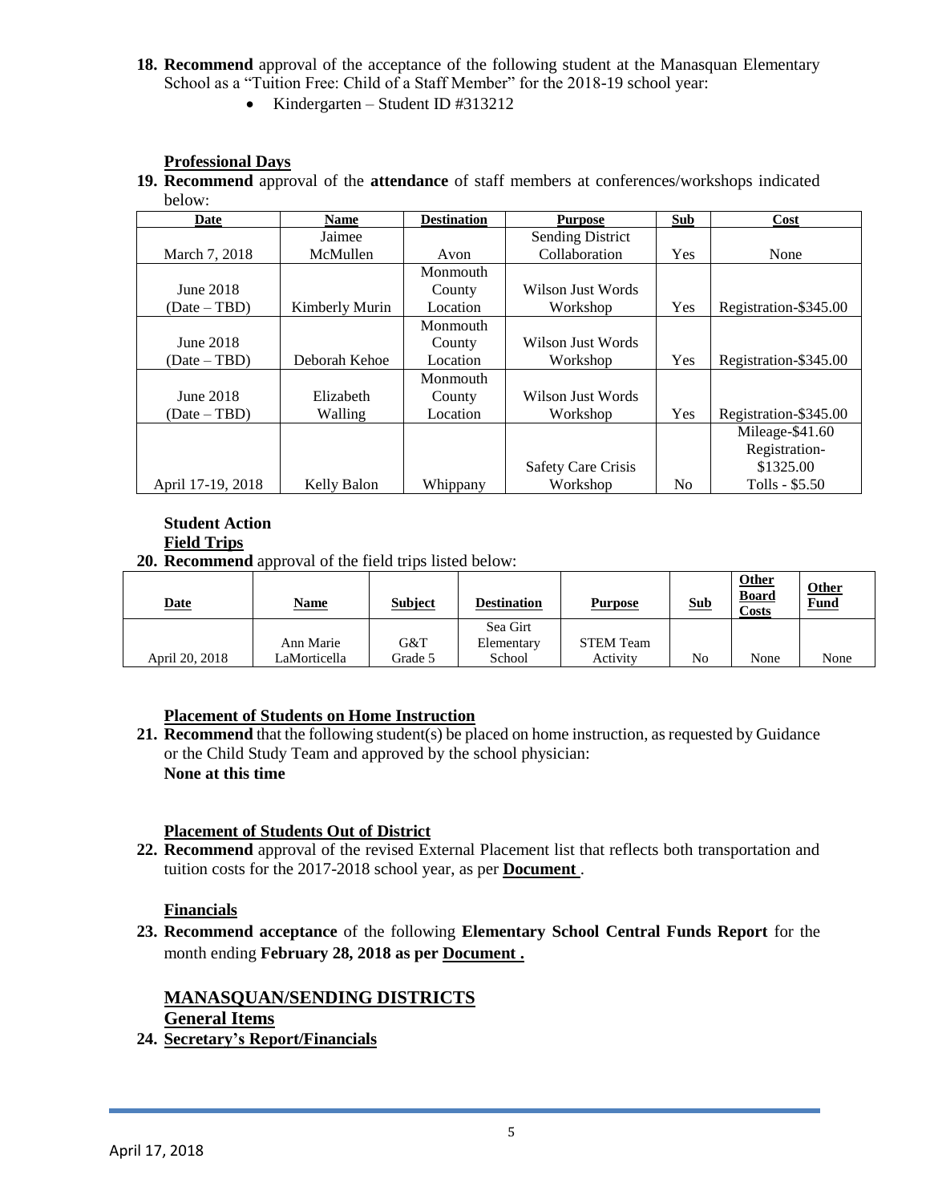18. **Recommend** approval of the acceptance of the following student at the Manasquan Elementary School as a "Tuition Free: Child of a Staff Member" for the 2018-19 school year:
    - Kindergarten – Student ID #313212

**Professional Days**

19. **Recommend** approval of the **attendance** of staff members at conferences/workshops indicated below:

| Date | Name | Destination | Purpose | Sub | Cost |
|---|---|---|---|---|---|
| March 7, 2018 | Jaimee McMullen | Avon | Sending District Collaboration | Yes | None |
| June 2018 (Date – TBD) | Kimberly Murin | Monmouth County Location | Wilson Just Words Workshop | Yes | Registration-$345.00 |
| June 2018 (Date – TBD) | Deborah Kehoe | Monmouth County Location | Wilson Just Words Workshop | Yes | Registration-$345.00 |
| June 2018 (Date – TBD) | Elizabeth Walling | Monmouth County Location | Wilson Just Words Workshop | Yes | Registration-$345.00 |
| April 17-19, 2018 | Kelly Balon | Whippany | Safety Care Crisis Workshop | No | Mileage-$41.60 Registration- $1325.00 Tolls - $5.50 |

**Student Action**

**Field Trips**

20. **Recommend** approval of the field trips listed below:

| Date | Name | Subject | Destination | Purpose | Sub | Other Board Costs | Other Fund |
|---|---|---|---|---|---|---|---|
| April 20, 2018 | Ann Marie LaMorticella | G&T Grade 5 | Sea Girt Elementary School | STEM Team Activity | No | None | None |

**Placement of Students on Home Instruction**

21. **Recommend** that the following student(s) be placed on home instruction, as requested by Guidance or the Child Study Team and approved by the school physician:
    **None at this time**

**Placement of Students Out of District**

22. **Recommend** approval of the revised External Placement list that reflects both transportation and tuition costs for the 2017-2018 school year, as per **Document** .

**Financials**

23. **Recommend acceptance** of the following **Elementary School Central Funds Report** for the month ending **February 28, 2018 as per Document .**

## MANASQUAN/SENDING DISTRICTS

**General Items**

24. **Secretary's Report/Financials**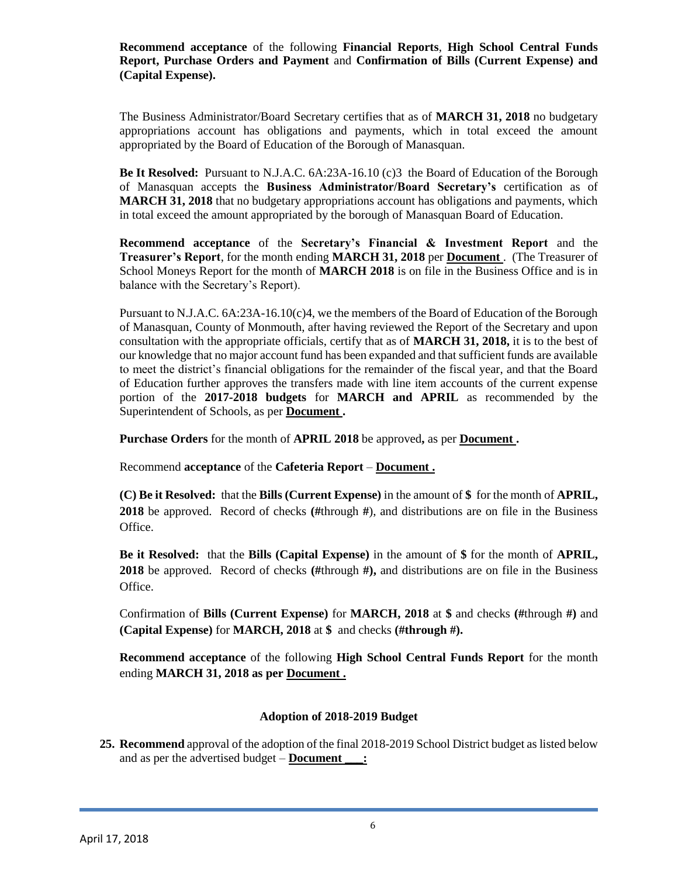**Recommend acceptance** of the following **Financial Reports**, **High School Central Funds Report, Purchase Orders and Payment** and **Confirmation of Bills (Current Expense) and (Capital Expense).**

The Business Administrator/Board Secretary certifies that as of **MARCH 31, 2018** no budgetary appropriations account has obligations and payments, which in total exceed the amount appropriated by the Board of Education of the Borough of Manasquan.

**Be It Resolved:** Pursuant to N.J.A.C. 6A:23A-16.10 (c)3 the Board of Education of the Borough of Manasquan accepts the **Business Administrator/Board Secretary's** certification as of **MARCH 31, 2018** that no budgetary appropriations account has obligations and payments, which in total exceed the amount appropriated by the borough of Manasquan Board of Education.

**Recommend acceptance** of the **Secretary's Financial & Investment Report** and the **Treasurer's Report**, for the month ending **MARCH 31, 2018** per **Document** . (The Treasurer of School Moneys Report for the month of **MARCH 2018** is on file in the Business Office and is in balance with the Secretary's Report).

Pursuant to N.J.A.C. 6A:23A-16.10(c)4, we the members of the Board of Education of the Borough of Manasquan, County of Monmouth, after having reviewed the Report of the Secretary and upon consultation with the appropriate officials, certify that as of **MARCH 31, 2018,** it is to the best of our knowledge that no major account fund has been expanded and that sufficient funds are available to meet the district's financial obligations for the remainder of the fiscal year, and that the Board of Education further approves the transfers made with line item accounts of the current expense portion of the **2017-2018 budgets** for **MARCH and APRIL** as recommended by the Superintendent of Schools, as per **Document .**

**Purchase Orders** for the month of **APRIL 2018** be approved**,** as per **Document .**

Recommend **acceptance** of the **Cafeteria Report** – **Document .**

**(C) Be it Resolved:** that the **Bills (Current Expense)** in the amount of **$** for the month of **APRIL, 2018** be approved. Record of checks **(#**through **#**), and distributions are on file in the Business Office.

**Be it Resolved:** that the **Bills (Capital Expense)** in the amount of **$** for the month of **APRIL, 2018** be approved. Record of checks **(#**through **#),** and distributions are on file in the Business Office.

Confirmation of **Bills (Current Expense)** for **MARCH, 2018** at **$** and checks **(#**through **#)** and **(Capital Expense)** for **MARCH, 2018** at **$** and checks **(#through #).**

**Recommend acceptance** of the following **High School Central Funds Report** for the month ending **MARCH 31, 2018 as per Document .**

## Adoption of 2018-2019 Budget

**25. Recommend** approval of the adoption of the final 2018-2019 School District budget as listed below and as per the advertised budget – **Document \_\_\_:**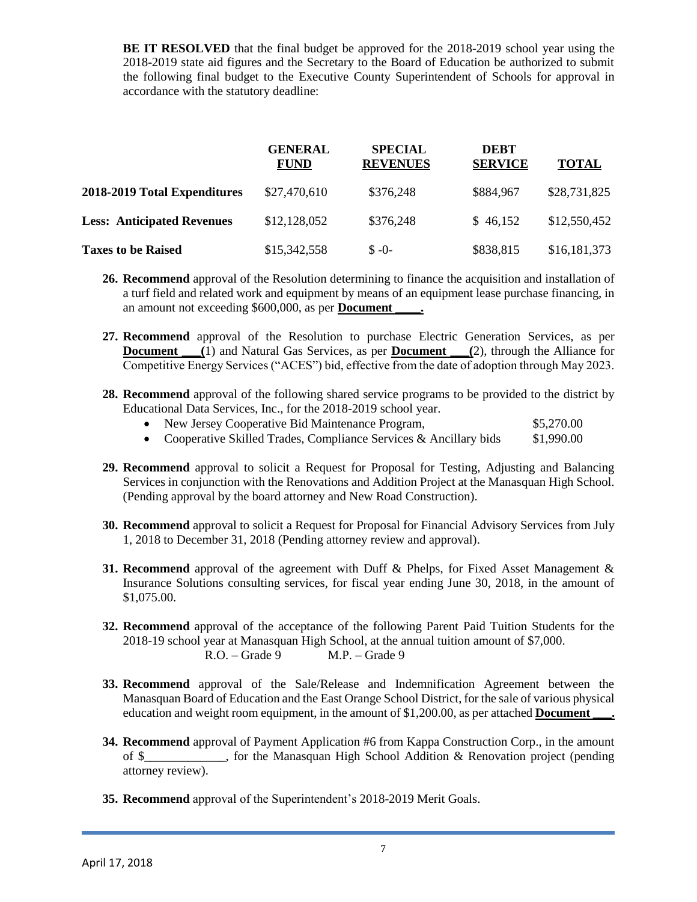**BE IT RESOLVED** that the final budget be approved for the 2018-2019 school year using the 2018-2019 state aid figures and the Secretary to the Board of Education be authorized to submit the following final budget to the Executive County Superintendent of Schools for approval in accordance with the statutory deadline:

| | **GENERAL FUND** | **SPECIAL REVENUES** | **DEBT SERVICE** | **TOTAL** |
|---|---|---|---|---|
| **2018-2019 Total Expenditures** | $27,470,610 | $376,248 | $884,967 | $28,731,825 |
| **Less: Anticipated Revenues** | $12,128,052 | $376,248 | $ 46,152 | $12,550,452 |
| **Taxes to be Raised** | $15,342,558 | $ -0- | $838,815 | $16,181,373 |

26. **Recommend** approval of the Resolution determining to finance the acquisition and installation of a turf field and related work and equipment by means of an equipment lease purchase financing, in an amount not exceeding $600,000, as per **Document ____.**

27. **Recommend** approval of the Resolution to purchase Electric Generation Services, as per **Document ___(**1) and Natural Gas Services, as per **Document ___(**2), through the Alliance for Competitive Energy Services ("ACES") bid, effective from the date of adoption through May 2023.

28. **Recommend** approval of the following shared service programs to be provided to the district by Educational Data Services, Inc., for the 2018-2019 school year.
    - New Jersey Cooperative Bid Maintenance Program, $5,270.00
    - Cooperative Skilled Trades, Compliance Services & Ancillary bids $1,990.00

29. **Recommend** approval to solicit a Request for Proposal for Testing, Adjusting and Balancing Services in conjunction with the Renovations and Addition Project at the Manasquan High School. (Pending approval by the board attorney and New Road Construction).

30. **Recommend** approval to solicit a Request for Proposal for Financial Advisory Services from July 1, 2018 to December 31, 2018 (Pending attorney review and approval).

31. **Recommend** approval of the agreement with Duff & Phelps, for Fixed Asset Management & Insurance Solutions consulting services, for fiscal year ending June 30, 2018, in the amount of $1,075.00.

32. **Recommend** approval of the acceptance of the following Parent Paid Tuition Students for the 2018-19 school year at Manasquan High School, at the annual tuition amount of $7,000.
    R.O. – Grade 9 M.P. – Grade 9

33. **Recommend** approval of the Sale/Release and Indemnification Agreement between the Manasquan Board of Education and the East Orange School District, for the sale of various physical education and weight room equipment, in the amount of $1,200.00, as per attached **Document ___.**

34. **Recommend** approval of Payment Application #6 from Kappa Construction Corp., in the amount of $_____________, for the Manasquan High School Addition & Renovation project (pending attorney review).

35. **Recommend** approval of the Superintendent's 2018-2019 Merit Goals.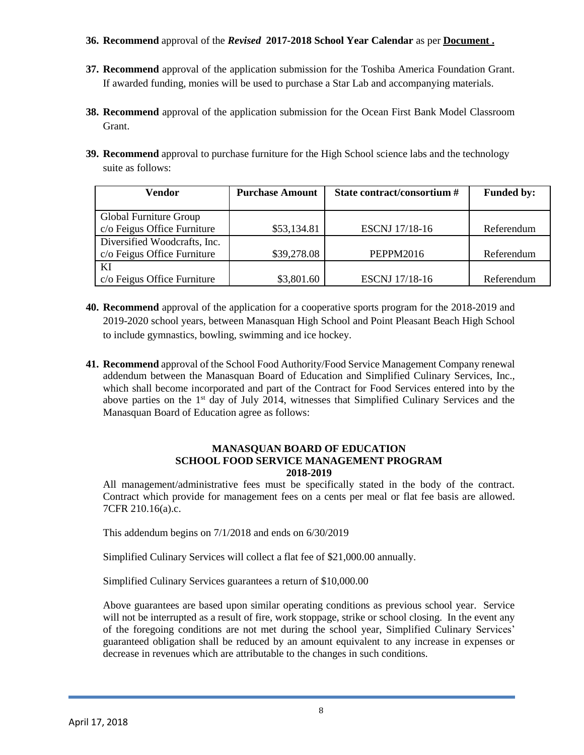36. **Recommend** approval of the ***Revised*** **2017-2018 School Year Calendar** as per **Document .**

37. **Recommend** approval of the application submission for the Toshiba America Foundation Grant. If awarded funding, monies will be used to purchase a Star Lab and accompanying materials.

38. **Recommend** approval of the application submission for the Ocean First Bank Model Classroom Grant.

39. **Recommend** approval to purchase furniture for the High School science labs and the technology suite as follows:

| Vendor | Purchase Amount | State contract/consortium # | Funded by: |
|---|---|---|---|
| Global Furniture Group c/o Feigus Office Furniture | \$53,134.81 | ESCNJ 17/18-16 | Referendum |
| Diversified Woodcrafts, Inc. c/o Feigus Office Furniture | \$39,278.08 | PEPPM2016 | Referendum |
| KI c/o Feigus Office Furniture | \$3,801.60 | ESCNJ 17/18-16 | Referendum |

40. **Recommend** approval of the application for a cooperative sports program for the 2018-2019 and 2019-2020 school years, between Manasquan High School and Point Pleasant Beach High School to include gymnastics, bowling, swimming and ice hockey.

41. **Recommend** approval of the School Food Authority/Food Service Management Company renewal addendum between the Manasquan Board of Education and Simplified Culinary Services, Inc., which shall become incorporated and part of the Contract for Food Services entered into by the above parties on the 1st day of July 2014, witnesses that Simplified Culinary Services and the Manasquan Board of Education agree as follows:

**MANASQUAN BOARD OF EDUCATION**
**SCHOOL FOOD SERVICE MANAGEMENT PROGRAM**
**2018-2019**

All management/administrative fees must be specifically stated in the body of the contract. Contract which provide for management fees on a cents per meal or flat fee basis are allowed. 7CFR 210.16(a).c.

This addendum begins on 7/1/2018 and ends on 6/30/2019

Simplified Culinary Services will collect a flat fee of \$21,000.00 annually.

Simplified Culinary Services guarantees a return of \$10,000.00

Above guarantees are based upon similar operating conditions as previous school year. Service will not be interrupted as a result of fire, work stoppage, strike or school closing. In the event any of the foregoing conditions are not met during the school year, Simplified Culinary Services' guaranteed obligation shall be reduced by an amount equivalent to any increase in expenses or decrease in revenues which are attributable to the changes in such conditions.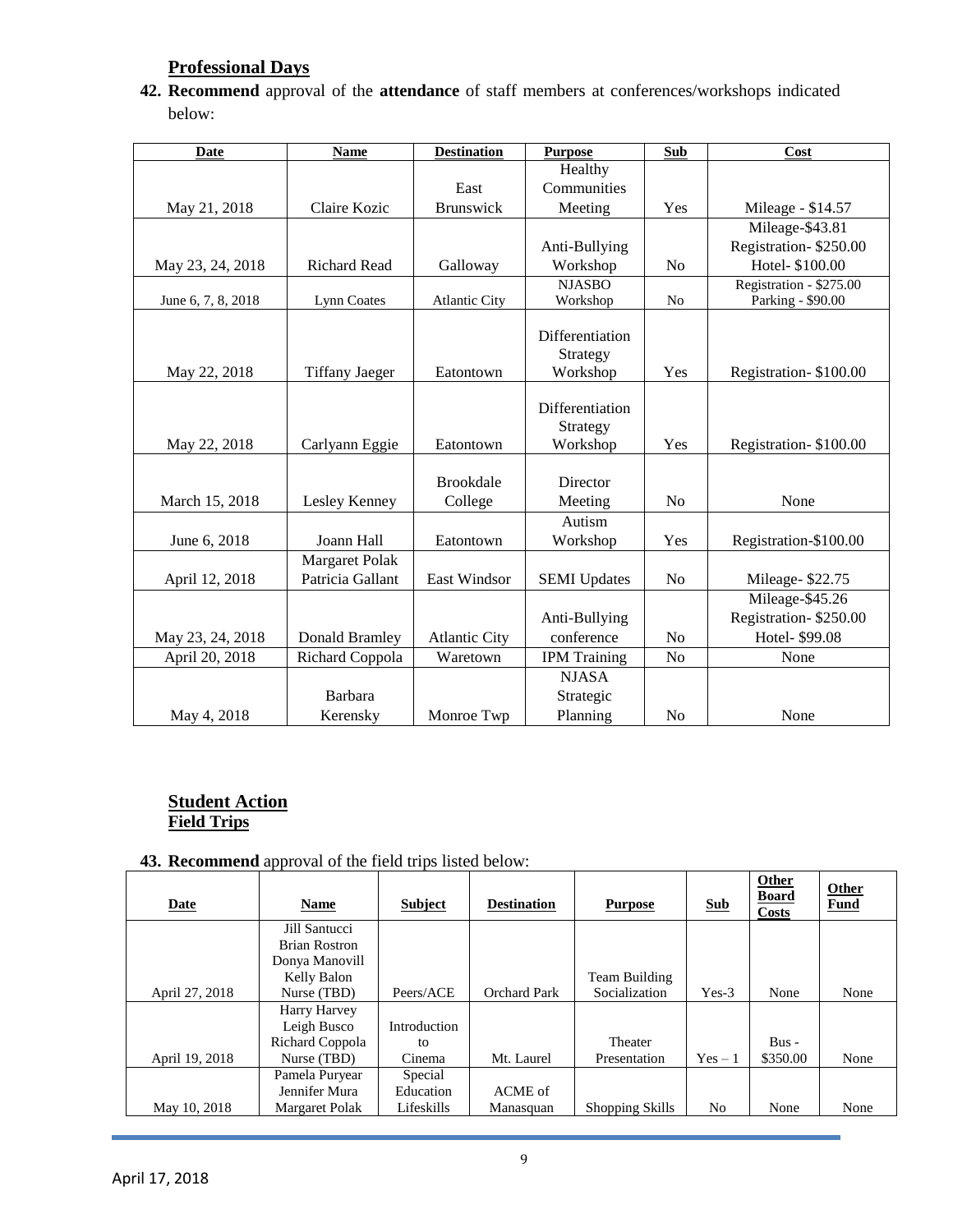## Professional Days

**42. Recommend** approval of the **attendance** of staff members at conferences/workshops indicated below:

| Date | Name | Destination | Purpose | Sub | Cost |
|---|---|---|---|---|---|
| May 21, 2018 | Claire Kozic | East Brunswick | Healthy Communities Meeting | Yes | Mileage - $14.57 |
| May 23, 24, 2018 | Richard Read | Galloway | Anti-Bullying Workshop | No | Mileage-$43.81<br>Registration- $250.00<br>Hotel- $100.00 |
| June 6, 7, 8, 2018 | Lynn Coates | Atlantic City | NJASBO Workshop | No | Registration - $275.00<br>Parking - $90.00 |
| May 22, 2018 | Tiffany Jaeger | Eatontown | Differentiation Strategy Workshop | Yes | Registration- $100.00 |
| May 22, 2018 | Carlyann Eggie | Eatontown | Differentiation Strategy Workshop | Yes | Registration- $100.00 |
| March 15, 2018 | Lesley Kenney | Brookdale College | Director Meeting | No | None |
| June 6, 2018 | Joann Hall | Eatontown | Autism Workshop | Yes | Registration-$100.00 |
| April 12, 2018 | Margaret Polak<br>Patricia Gallant | East Windsor | SEMI Updates | No | Mileage- $22.75 |
| May 23, 24, 2018 | Donald Bramley | Atlantic City | Anti-Bullying conference | No | Mileage-$45.26<br>Registration- $250.00<br>Hotel- $99.08 |
| April 20, 2018 | Richard Coppola | Waretown | IPM Training | No | None |
| May 4, 2018 | Barbara Kerensky | Monroe Twp | NJASA Strategic Planning | No | None |

## Student Action
## Field Trips

**43. Recommend** approval of the field trips listed below:

| Date | Name | Subject | Destination | Purpose | Sub | Other Board Costs | Other Fund |
|---|---|---|---|---|---|---|---|
| April 27, 2018 | Jill Santucci<br>Brian Rostron<br>Donya Manovill<br>Kelly Balon<br>Nurse (TBD) | Peers/ACE | Orchard Park | Team Building Socialization | Yes-3 | None | None |
| April 19, 2018 | Harry Harvey<br>Leigh Busco<br>Richard Coppola<br>Nurse (TBD) | Introduction to Cinema | Mt. Laurel | Theater Presentation | Yes – 1 | Bus - $350.00 | None |
| May 10, 2018 | Pamela Puryear<br>Jennifer Mura<br>Margaret Polak | Special Education Lifeskills | ACME of Manasquan | Shopping Skills | No | None | None |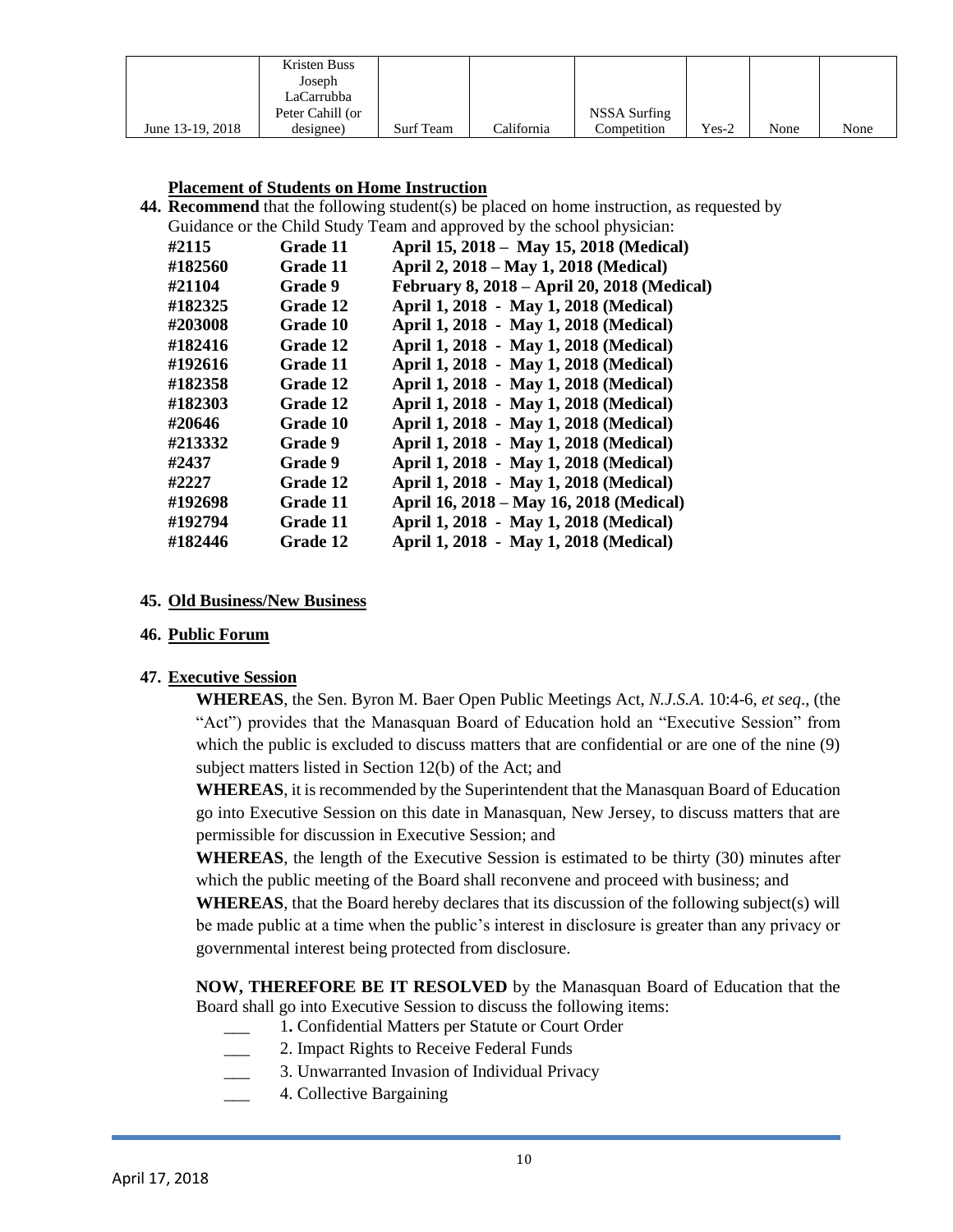| June 13-19, 2018 | Kristen Buss<br>Joseph LaCarrubba<br>Peter Cahill (or designee) | Surf Team | California | NSSA Surfing Competition | Yes-2 | None | None |
|---|---|---|---|---|---|---|---|

**Placement of Students on Home Instruction**

**44. Recommend** that the following student(s) be placed on home instruction, as requested by Guidance or the Child Study Team and approved by the school physician:

| | | |
|---|---|---|
| **#2115** | **Grade 11** | **April 15, 2018 – May 15, 2018 (Medical)** |
| **#182560** | **Grade 11** | **April 2, 2018 – May 1, 2018 (Medical)** |
| **#21104** | **Grade 9** | **February 8, 2018 – April 20, 2018 (Medical)** |
| **#182325** | **Grade 12** | **April 1, 2018 - May 1, 2018 (Medical)** |
| **#203008** | **Grade 10** | **April 1, 2018 - May 1, 2018 (Medical)** |
| **#182416** | **Grade 12** | **April 1, 2018 - May 1, 2018 (Medical)** |
| **#192616** | **Grade 11** | **April 1, 2018 - May 1, 2018 (Medical)** |
| **#182358** | **Grade 12** | **April 1, 2018 - May 1, 2018 (Medical)** |
| **#182303** | **Grade 12** | **April 1, 2018 - May 1, 2018 (Medical)** |
| **#20646** | **Grade 10** | **April 1, 2018 - May 1, 2018 (Medical)** |
| **#213332** | **Grade 9** | **April 1, 2018 - May 1, 2018 (Medical)** |
| **#2437** | **Grade 9** | **April 1, 2018 - May 1, 2018 (Medical)** |
| **#2227** | **Grade 12** | **April 1, 2018 - May 1, 2018 (Medical)** |
| **#192698** | **Grade 11** | **April 16, 2018 – May 16, 2018 (Medical)** |
| **#192794** | **Grade 11** | **April 1, 2018 - May 1, 2018 (Medical)** |
| **#182446** | **Grade 12** | **April 1, 2018 - May 1, 2018 (Medical)** |

**45. Old Business/New Business**

**46. Public Forum**

**47. Executive Session**

**WHEREAS**, the Sen. Byron M. Baer Open Public Meetings Act, *N.J.S.A.* 10:4-6, *et seq*., (the "Act") provides that the Manasquan Board of Education hold an "Executive Session" from which the public is excluded to discuss matters that are confidential or are one of the nine (9) subject matters listed in Section 12(b) of the Act; and

**WHEREAS**, it is recommended by the Superintendent that the Manasquan Board of Education go into Executive Session on this date in Manasquan, New Jersey, to discuss matters that are permissible for discussion in Executive Session; and

**WHEREAS**, the length of the Executive Session is estimated to be thirty (30) minutes after which the public meeting of the Board shall reconvene and proceed with business; and

**WHEREAS**, that the Board hereby declares that its discussion of the following subject(s) will be made public at a time when the public's interest in disclosure is greater than any privacy or governmental interest being protected from disclosure.

**NOW, THEREFORE BE IT RESOLVED** by the Manasquan Board of Education that the Board shall go into Executive Session to discuss the following items:

___ 1. Confidential Matters per Statute or Court Order
___ 2. Impact Rights to Receive Federal Funds
___ 3. Unwarranted Invasion of Individual Privacy
___ 4. Collective Bargaining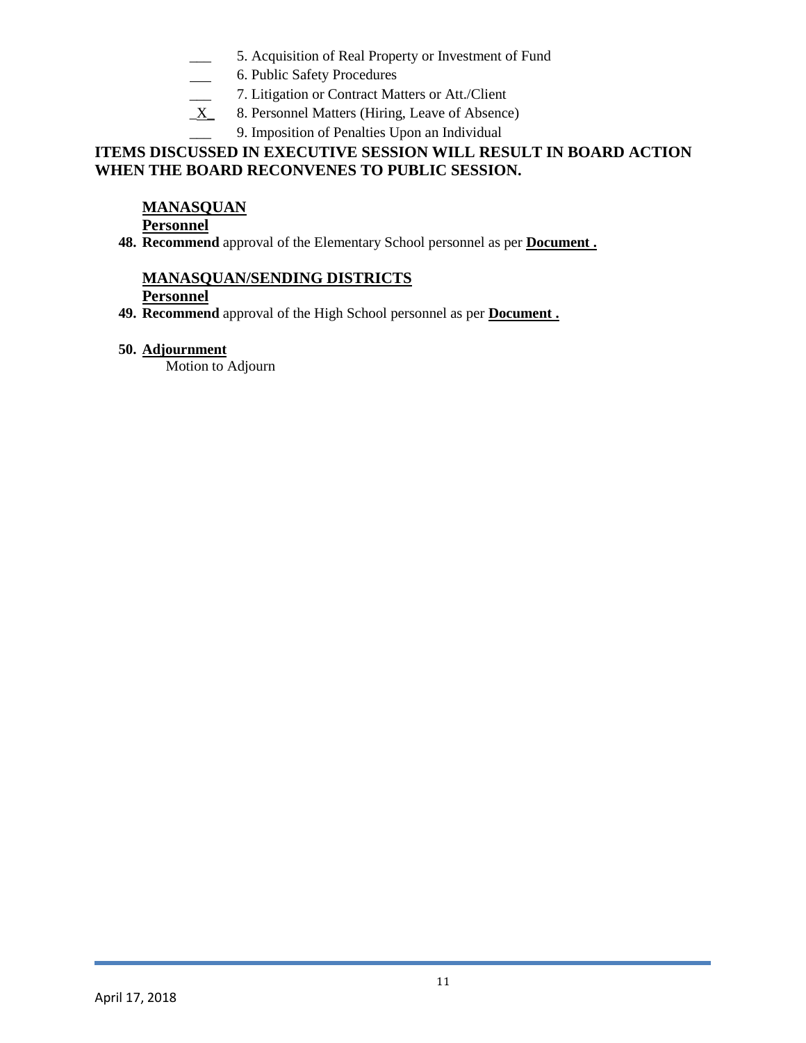___ 5. Acquisition of Real Property or Investment of Fund
___ 6. Public Safety Procedures
___ 7. Litigation or Contract Matters or Att./Client
_X_ 8. Personnel Matters (Hiring, Leave of Absence)
___ 9. Imposition of Penalties Upon an Individual

**ITEMS DISCUSSED IN EXECUTIVE SESSION WILL RESULT IN BOARD ACTION WHEN THE BOARD RECONVENES TO PUBLIC SESSION.**

**MANASQUAN**
**Personnel**

48. **Recommend** approval of the Elementary School personnel as per **Document .**

**MANASQUAN/SENDING DISTRICTS**
**Personnel**

49. **Recommend** approval of the High School personnel as per **Document .**

50. **Adjournment**
    Motion to Adjourn